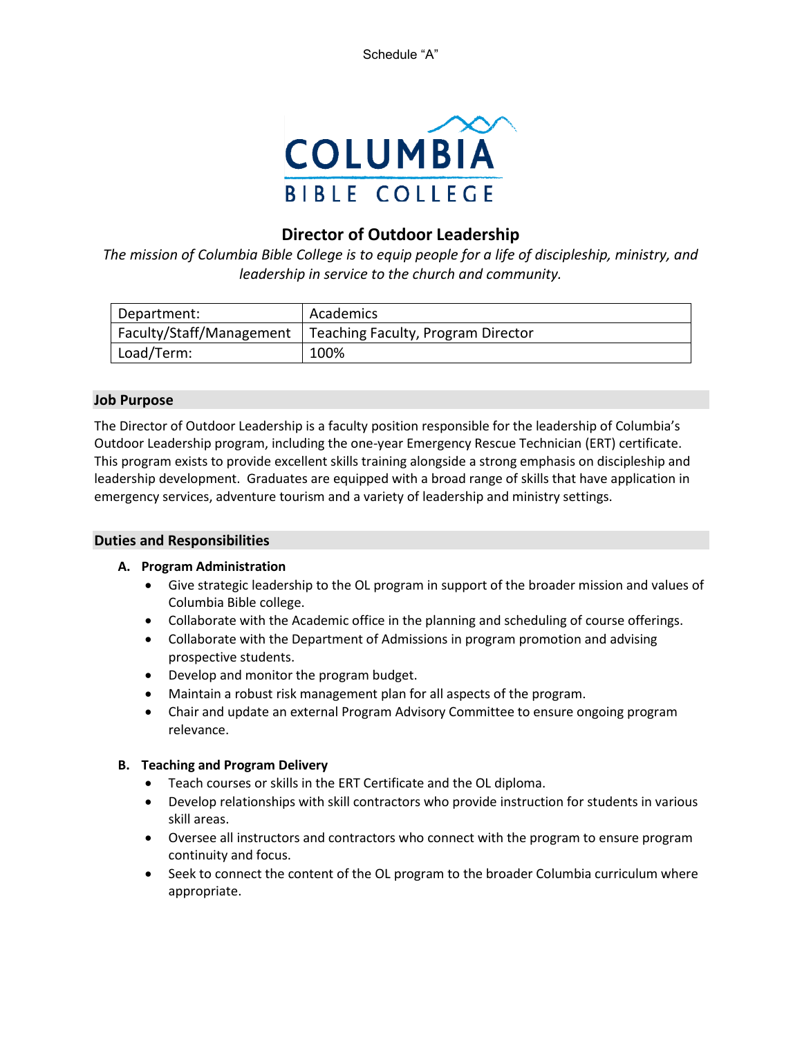Schedule "A"

COLUMBIA
BIBLE COLLEGE

# Director of Outdoor Leadership

*The mission of Columbia Bible College is to equip people for a life of discipleship, ministry, and leadership in service to the church and community.*

| Department: | Academics |
|---|---|
| Faculty/Staff/Management | Teaching Faculty, Program Director |
| Load/Term: | 100% |

## Job Purpose

The Director of Outdoor Leadership is a faculty position responsible for the leadership of Columbia's Outdoor Leadership program, including the one-year Emergency Rescue Technician (ERT) certificate. This program exists to provide excellent skills training alongside a strong emphasis on discipleship and leadership development. Graduates are equipped with a broad range of skills that have application in emergency services, adventure tourism and a variety of leadership and ministry settings.

## Duties and Responsibilities

### A. Program Administration

- Give strategic leadership to the OL program in support of the broader mission and values of Columbia Bible college.
- Collaborate with the Academic office in the planning and scheduling of course offerings.
- Collaborate with the Department of Admissions in program promotion and advising prospective students.
- Develop and monitor the program budget.
- Maintain a robust risk management plan for all aspects of the program.
- Chair and update an external Program Advisory Committee to ensure ongoing program relevance.

### B. Teaching and Program Delivery

- Teach courses or skills in the ERT Certificate and the OL diploma.
- Develop relationships with skill contractors who provide instruction for students in various skill areas.
- Oversee all instructors and contractors who connect with the program to ensure program continuity and focus.
- Seek to connect the content of the OL program to the broader Columbia curriculum where appropriate.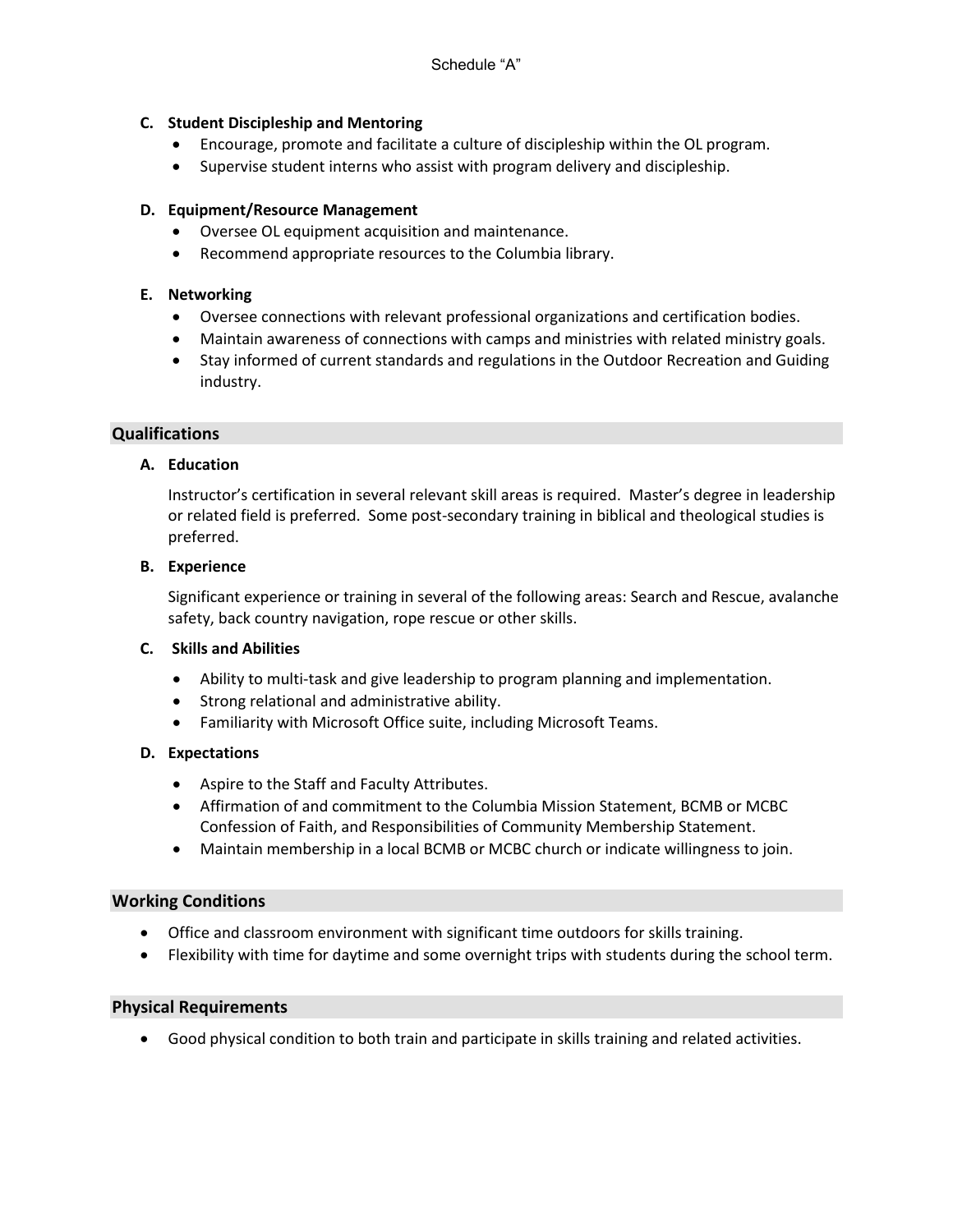**C. Student Discipleship and Mentoring**

- Encourage, promote and facilitate a culture of discipleship within the OL program.
- Supervise student interns who assist with program delivery and discipleship.

**D. Equipment/Resource Management**

- Oversee OL equipment acquisition and maintenance.
- Recommend appropriate resources to the Columbia library.

**E. Networking**

- Oversee connections with relevant professional organizations and certification bodies.
- Maintain awareness of connections with camps and ministries with related ministry goals.
- Stay informed of current standards and regulations in the Outdoor Recreation and Guiding industry.

## Qualifications

**A. Education**

Instructor's certification in several relevant skill areas is required. Master's degree in leadership or related field is preferred. Some post-secondary training in biblical and theological studies is preferred.

**B. Experience**

Significant experience or training in several of the following areas: Search and Rescue, avalanche safety, back country navigation, rope rescue or other skills.

**C. Skills and Abilities**

- Ability to multi-task and give leadership to program planning and implementation.
- Strong relational and administrative ability.
- Familiarity with Microsoft Office suite, including Microsoft Teams.

**D. Expectations**

- Aspire to the Staff and Faculty Attributes.
- Affirmation of and commitment to the Columbia Mission Statement, BCMB or MCBC Confession of Faith, and Responsibilities of Community Membership Statement.
- Maintain membership in a local BCMB or MCBC church or indicate willingness to join.

## Working Conditions

- Office and classroom environment with significant time outdoors for skills training.
- Flexibility with time for daytime and some overnight trips with students during the school term.

## Physical Requirements

- Good physical condition to both train and participate in skills training and related activities.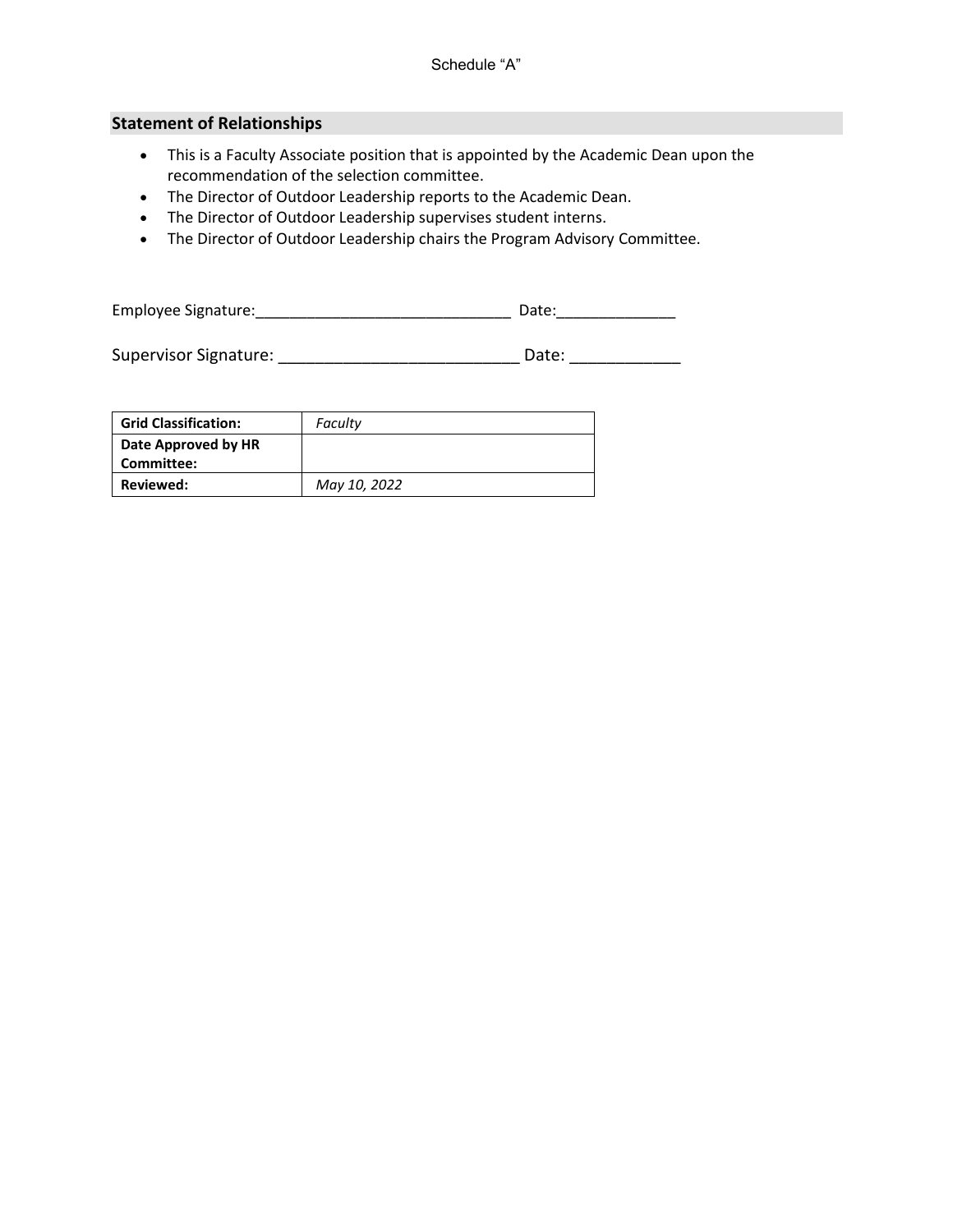Schedule "A"

## Statement of Relationships

- This is a Faculty Associate position that is appointed by the Academic Dean upon the recommendation of the selection committee.
- The Director of Outdoor Leadership reports to the Academic Dean.
- The Director of Outdoor Leadership supervises student interns.
- The Director of Outdoor Leadership chairs the Program Advisory Committee.

Employee Signature:______________________________ Date:______________

Supervisor Signature: ___________________________ Date: ____________

| | |
|---|---|
| **Grid Classification:** | *Faculty* |
| **Date Approved by HR Committee:** | |
| **Reviewed:** | *May 10, 2022* |